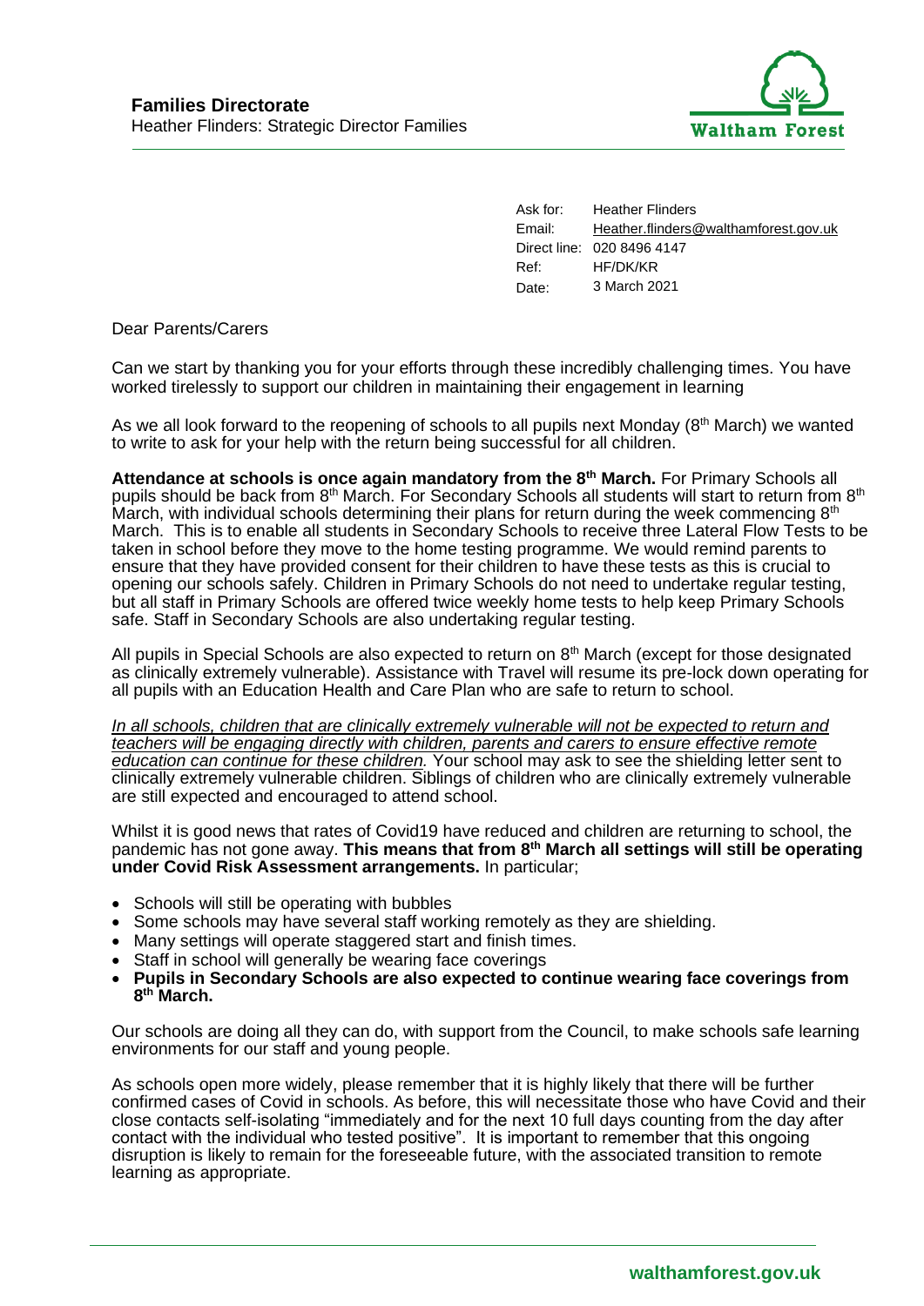**Families Directorate**
Heather Flinders: Strategic Director Families

Waltham Forest

| | |
|---|---|
| Ask for: | Heather Flinders |
| Email: | Heather.flinders@walthamforest.gov.uk |
| Direct line: | 020 8496 4147 |
| Ref: | HF/DK/KR |
| Date: | 3 March 2021 |

Dear Parents/Carers

Can we start by thanking you for your efforts through these incredibly challenging times. You have worked tirelessly to support our children in maintaining their engagement in learning

As we all look forward to the reopening of schools to all pupils next Monday (8th March) we wanted to write to ask for your help with the return being successful for all children.

**Attendance at schools is once again mandatory from the 8th March.** For Primary Schools all pupils should be back from 8th March. For Secondary Schools all students will start to return from 8th March, with individual schools determining their plans for return during the week commencing 8th March. This is to enable all students in Secondary Schools to receive three Lateral Flow Tests to be taken in school before they move to the home testing programme. We would remind parents to ensure that they have provided consent for their children to have these tests as this is crucial to opening our schools safely. Children in Primary Schools do not need to undertake regular testing, but all staff in Primary Schools are offered twice weekly home tests to help keep Primary Schools safe. Staff in Secondary Schools are also undertaking regular testing.

All pupils in Special Schools are also expected to return on 8th March (except for those designated as clinically extremely vulnerable). Assistance with Travel will resume its pre-lock down operating for all pupils with an Education Health and Care Plan who are safe to return to school.

*In all schools, children that are clinically extremely vulnerable will not be expected to return and teachers will be engaging directly with children, parents and carers to ensure effective remote education can continue for these children.* Your school may ask to see the shielding letter sent to clinically extremely vulnerable children. Siblings of children who are clinically extremely vulnerable are still expected and encouraged to attend school.

Whilst it is good news that rates of Covid19 have reduced and children are returning to school, the pandemic has not gone away. **This means that from 8th March all settings will still be operating under Covid Risk Assessment arrangements.** In particular;

- Schools will still be operating with bubbles
- Some schools may have several staff working remotely as they are shielding.
- Many settings will operate staggered start and finish times.
- Staff in school will generally be wearing face coverings
- **Pupils in Secondary Schools are also expected to continue wearing face coverings from 8th March.**

Our schools are doing all they can do, with support from the Council, to make schools safe learning environments for our staff and young people.

As schools open more widely, please remember that it is highly likely that there will be further confirmed cases of Covid in schools. As before, this will necessitate those who have Covid and their close contacts self-isolating "immediately and for the next 10 full days counting from the day after contact with the individual who tested positive". It is important to remember that this ongoing disruption is likely to remain for the foreseeable future, with the associated transition to remote learning as appropriate.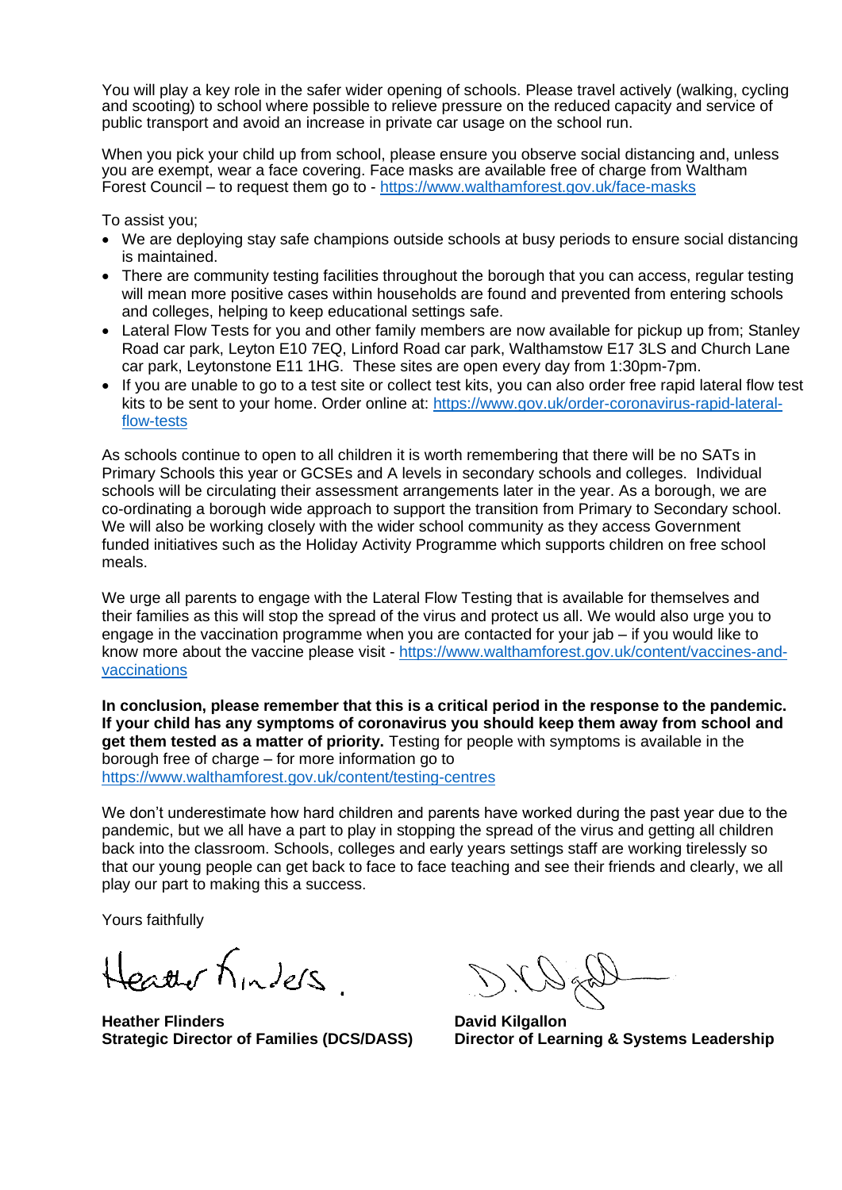You will play a key role in the safer wider opening of schools. Please travel actively (walking, cycling and scooting) to school where possible to relieve pressure on the reduced capacity and service of public transport and avoid an increase in private car usage on the school run.

When you pick your child up from school, please ensure you observe social distancing and, unless you are exempt, wear a face covering. Face masks are available free of charge from Waltham Forest Council – to request them go to - https://www.walthamforest.gov.uk/face-masks

To assist you;

- We are deploying stay safe champions outside schools at busy periods to ensure social distancing is maintained.
- There are community testing facilities throughout the borough that you can access, regular testing will mean more positive cases within households are found and prevented from entering schools and colleges, helping to keep educational settings safe.
- Lateral Flow Tests for you and other family members are now available for pickup up from; Stanley Road car park, Leyton E10 7EQ, Linford Road car park, Walthamstow E17 3LS and Church Lane car park, Leytonstone E11 1HG. These sites are open every day from 1:30pm-7pm.
- If you are unable to go to a test site or collect test kits, you can also order free rapid lateral flow test kits to be sent to your home. Order online at: https://www.gov.uk/order-coronavirus-rapid-lateral-flow-tests

As schools continue to open to all children it is worth remembering that there will be no SATs in Primary Schools this year or GCSEs and A levels in secondary schools and colleges. Individual schools will be circulating their assessment arrangements later in the year. As a borough, we are co-ordinating a borough wide approach to support the transition from Primary to Secondary school. We will also be working closely with the wider school community as they access Government funded initiatives such as the Holiday Activity Programme which supports children on free school meals.

We urge all parents to engage with the Lateral Flow Testing that is available for themselves and their families as this will stop the spread of the virus and protect us all. We would also urge you to engage in the vaccination programme when you are contacted for your jab – if you would like to know more about the vaccine please visit - https://www.walthamforest.gov.uk/content/vaccines-and-vaccinations

**In conclusion, please remember that this is a critical period in the response to the pandemic. If your child has any symptoms of coronavirus you should keep them away from school and get them tested as a matter of priority.** Testing for people with symptoms is available in the borough free of charge – for more information go to https://www.walthamforest.gov.uk/content/testing-centres

We don't underestimate how hard children and parents have worked during the past year due to the pandemic, but we all have a part to play in stopping the spread of the virus and getting all children back into the classroom. Schools, colleges and early years settings staff are working tirelessly so that our young people can get back to face to face teaching and see their friends and clearly, we all play our part to making this a success.

Yours faithfully

**Heather Flinders**
**Strategic Director of Families (DCS/DASS)**

**David Kilgallon**
**Director of Learning & Systems Leadership**